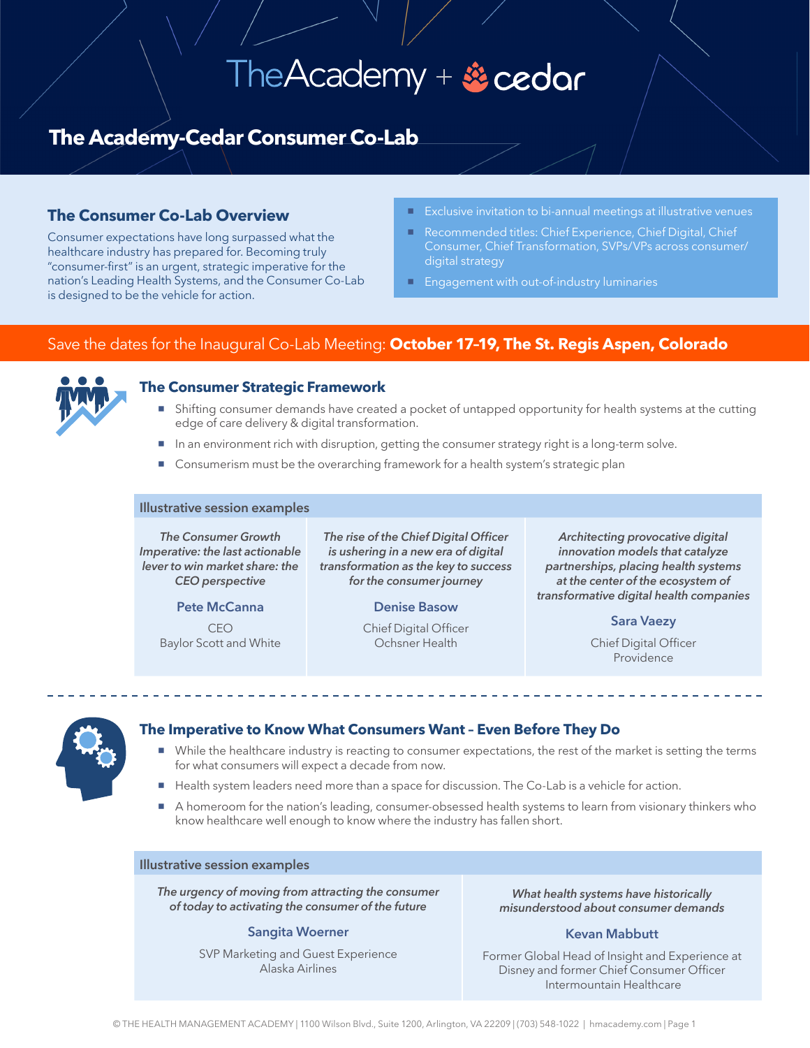# TheAcademy + cedar

## The Academy-Cedar Consumer Co-Lab

### The Consumer Co-Lab Overview

Consumer expectations have long surpassed what the healthcare industry has prepared for. Becoming truly "consumer-first" is an urgent, strategic imperative for the nation's Leading Health Systems, and the Consumer Co-Lab is designed to be the vehicle for action.

- Exclusive invitation to bi-annual meetings at illustrative venues
- Recommended titles: Chief Experience, Chief Digital, Chief Consumer, Chief Transformation, SVPs/VPs across consumer/digital strategy
- Engagement with out-of-industry luminaries

Save the dates for the Inaugural Co-Lab Meeting: **October 17–19, The St. Regis Aspen, Colorado**

### The Consumer Strategic Framework

- Shifting consumer demands have created a pocket of untapped opportunity for health systems at the cutting edge of care delivery & digital transformation.
- In an environment rich with disruption, getting the consumer strategy right is a long-term solve.
- Consumerism must be the overarching framework for a health system's strategic plan

**Illustrative session examples**

| | | |
|---|---|---|
| *The Consumer Growth Imperative: the last actionable lever to win market share: the CEO perspective* | *The rise of the Chief Digital Officer is ushering in a new era of digital transformation as the key to success for the consumer journey* | *Architecting provocative digital innovation models that catalyze partnerships, placing health systems at the center of the ecosystem of transformative digital health companies* |
| **Pete McCanna** | **Denise Basow** | **Sara Vaezy** |
| CEO<br>Baylor Scott and White | Chief Digital Officer<br>Ochsner Health | Chief Digital Officer<br>Providence |

### The Imperative to Know What Consumers Want – Even Before They Do

- While the healthcare industry is reacting to consumer expectations, the rest of the market is setting the terms for what consumers will expect a decade from now.
- Health system leaders need more than a space for discussion. The Co-Lab is a vehicle for action.
- A homeroom for the nation's leading, consumer-obsessed health systems to learn from visionary thinkers who know healthcare well enough to know where the industry has fallen short.

**Illustrative session examples**

| | |
|---|---|
| *The urgency of moving from attracting the consumer of today to activating the consumer of the future* | *What health systems have historically misunderstood about consumer demands* |
| **Sangita Woerner** | **Kevan Mabbutt** |
| SVP Marketing and Guest Experience<br>Alaska Airlines | Former Global Head of Insight and Experience at Disney and former Chief Consumer Officer<br>Intermountain Healthcare |

© THE HEALTH MANAGEMENT ACADEMY | 1100 Wilson Blvd., Suite 1200, Arlington, VA 22209 | (703) 548-1022 | hmacademy.com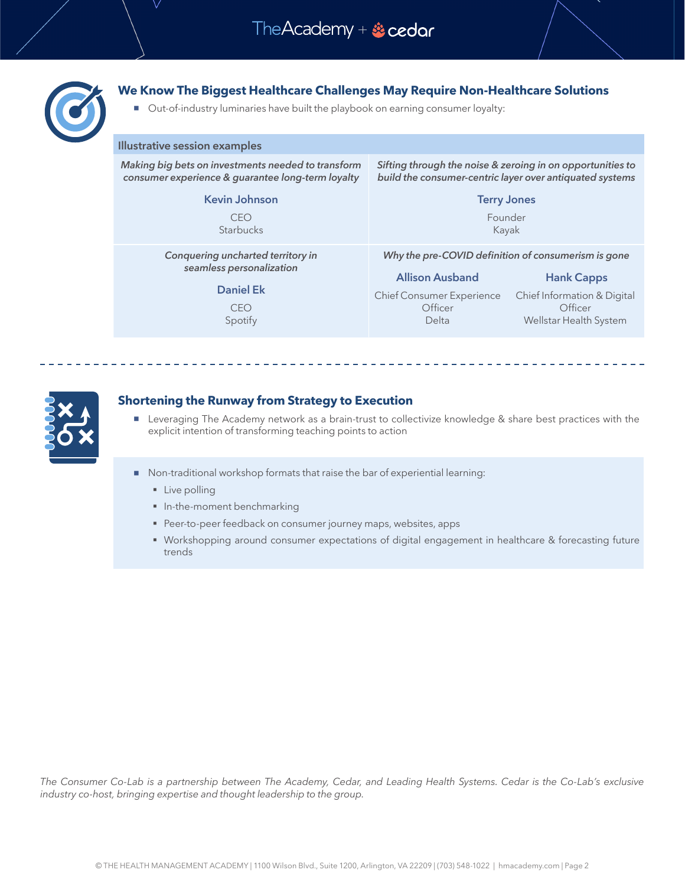## We Know The Biggest Healthcare Challenges May Require Non-Healthcare Solutions

- Out-of-industry luminaries have built the playbook on earning consumer loyalty:

**Illustrative session examples**

| | |
|---|---|
| *Making big bets on investments needed to transform consumer experience & guarantee long-term loyalty*<br><br>**Kevin Johnson**<br>CEO<br>Starbucks | *Sifting through the noise & zeroing in on opportunities to build the consumer-centric layer over antiquated systems*<br><br>**Terry Jones**<br>Founder<br>Kayak |
| *Conquering uncharted territory in seamless personalization*<br><br>**Daniel Ek**<br>CEO<br>Spotify | *Why the pre-COVID definition of consumerism is gone*<br><br>**Allison Ausband**<br>Chief Consumer Experience Officer<br>Delta<br><br>**Hank Capps**<br>Chief Information & Digital Officer<br>Wellstar Health System |

## Shortening the Runway from Strategy to Execution

- Leveraging The Academy network as a brain-trust to collectivize knowledge & share best practices with the explicit intention of transforming teaching points to action
- Non-traditional workshop formats that raise the bar of experiential learning:
  - Live polling
  - In-the-moment benchmarking
  - Peer-to-peer feedback on consumer journey maps, websites, apps
  - Workshopping around consumer expectations of digital engagement in healthcare & forecasting future trends

*The Consumer Co-Lab is a partnership between The Academy, Cedar, and Leading Health Systems. Cedar is the Co-Lab's exclusive industry co-host, bringing expertise and thought leadership to the group.*